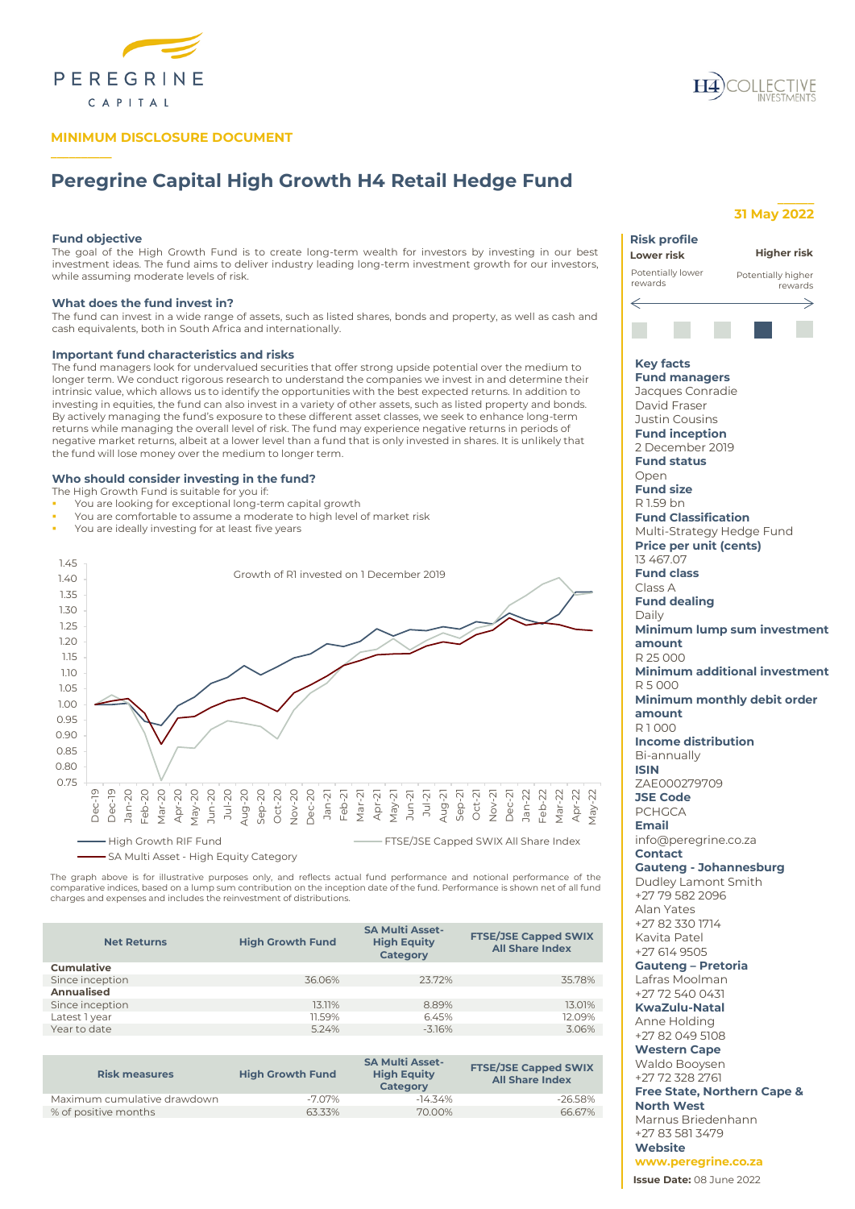MINIMUM DISCLOSURE DOCUMENT

# Peregrine Capital High Growth H4 Retail Hedge Fund

31 May 2022

### Fund objective

The goal of the High Growth Fund is to create long-term wealth for investors by investing in our best investment ideas. The fund aims to deliver industry leading long-term investment growth for our investors, while assuming moderate levels of risk.

### What does the fund invest in?

The fund can invest in a wide range of assets, such as listed shares, bonds and property, as well as cash and cash equivalents, both in South Africa and internationally.

### Important fund characteristics and risks

The fund managers look for undervalued securities that offer strong upside potential over the medium to longer term. We conduct rigorous research to understand the companies we invest in and determine their intrinsic value, which allows us to identify the opportunities with the best expected returns. In addition to investing in equities, the fund can also invest in a variety of other assets, such as listed property and bonds. By actively managing the fund's exposure to these different asset classes, we seek to enhance long-term returns while managing the overall level of risk. The fund may experience negative returns in periods of negative market returns, albeit at a lower level than a fund that is only invested in shares. It is unlikely that the fund will lose money over the medium to longer term.

### Who should consider investing in the fund?

The High Growth Fund is suitable for you if:

- You are looking for exceptional long-term capital growth
- You are comfortable to assume a moderate to high level of market risk
- You are ideally investing for at least five years

Growth of R1 invested on 1 December 2019

High Growth RIF Fund — FTSE/JSE Capped SWIX All Share Index — SA Multi Asset - High Equity Category

The graph above is for illustrative purposes only, and reflects actual fund performance and notional performance of the comparative indices, based on a lump sum contribution on the inception date of the fund. Performance is shown net of all fund charges and expenses and includes the reinvestment of distributions.

| Net Returns | High Growth Fund | SA Multi Asset-High Equity Category | FTSE/JSE Capped SWIX All Share Index |
|---|---|---|---|
| **Cumulative** | | | |
| Since inception | 36.06% | 23.72% | 35.78% |
| **Annualised** | | | |
| Since inception | 13.11% | 8.89% | 13.01% |
| Latest 1 year | 11.59% | 6.45% | 12.09% |
| Year to date | 5.24% | -3.16% | 3.06% |

| Risk measures | High Growth Fund | SA Multi Asset-High Equity Category | FTSE/JSE Capped SWIX All Share Index |
|---|---|---|---|
| Maximum cumulative drawdown | -7.07% | -14.34% | -26.58% |
| % of positive months | 63.33% | 70.00% | 66.67% |

### Risk profile

**Lower risk** — Potentially lower rewards

**Higher risk** — Potentially higher rewards

### Key facts

**Fund managers**
Jacques Conradie
David Fraser
Justin Cousins

**Fund inception**
2 December 2019

**Fund status**
Open

**Fund size**
R 1.59 bn

**Fund Classification**
Multi-Strategy Hedge Fund

**Price per unit (cents)**
13 467.07

**Fund class**
Class A

**Fund dealing**
Daily

**Minimum lump sum investment amount**
R 25 000

**Minimum additional investment**
R 5 000

**Minimum monthly debit order amount**
R 1 000

**Income distribution**
Bi-annually

**ISIN**
ZAE000279709

**JSE Code**
PCHGCA

**Email**
info@peregrine.co.za

**Contact**

**Gauteng - Johannesburg**
Dudley Lamont Smith
+27 79 582 2096
Alan Yates
+27 82 330 1714
Kavita Patel
+27 614 9505

**Gauteng – Pretoria**
Lafras Moolman
+27 72 540 0431

**KwaZulu-Natal**
Anne Holding
+27 82 049 5108

**Western Cape**
Waldo Booysen
+27 72 328 2761

**Free State, Northern Cape & North West**
Marnus Briedenhann
+27 83 581 3479

**Website**
www.peregrine.co.za

**Issue Date:** 08 June 2022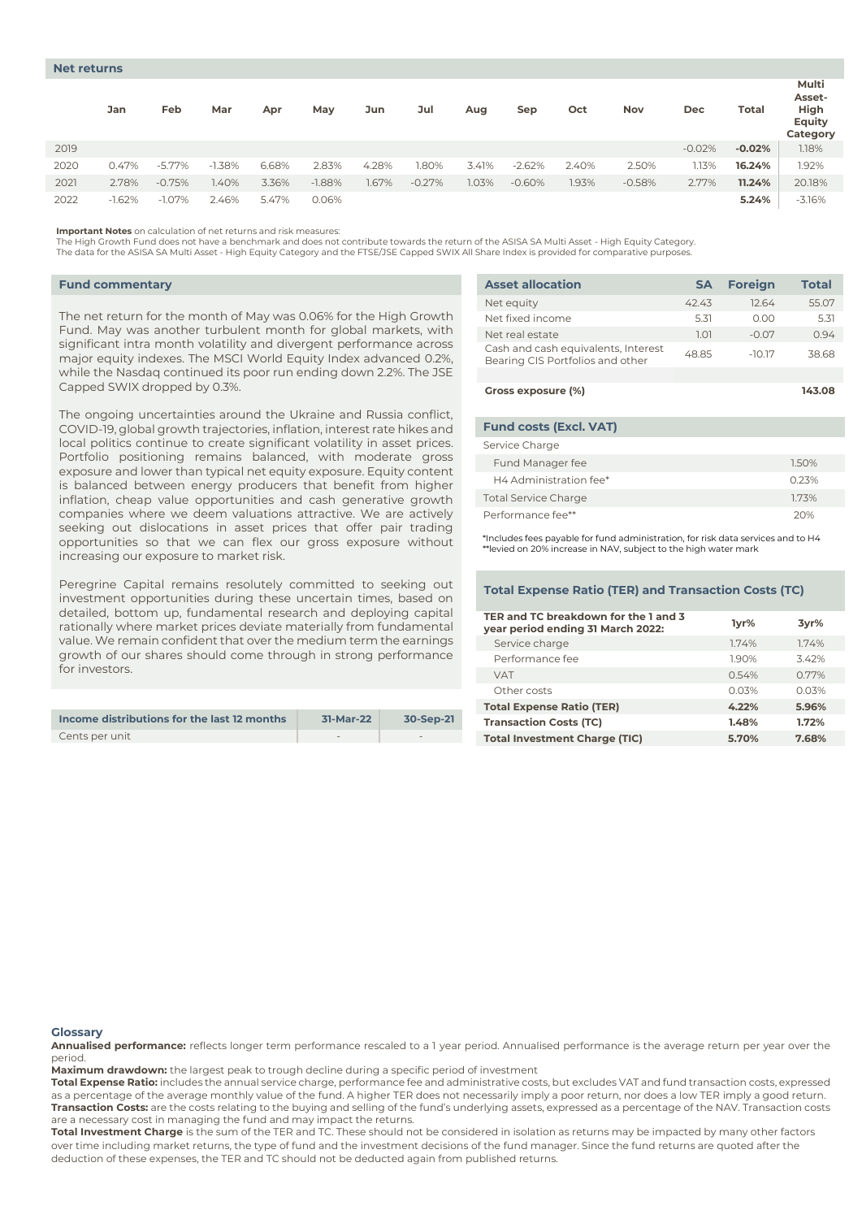## Net returns

| | Jan | Feb | Mar | Apr | May | Jun | Jul | Aug | Sep | Oct | Nov | Dec | Total | Multi Asset-High Equity Category |
|---|---|---|---|---|---|---|---|---|---|---|---|---|---|---|
| 2019 | | | | | | | | | | | | -0.02% | **-0.02%** | 1.18% |
| 2020 | 0.47% | -5.77% | -1.38% | 6.68% | 2.83% | 4.28% | 1.80% | 3.41% | -2.62% | 2.40% | 2.50% | 1.13% | **16.24%** | 1.92% |
| 2021 | 2.78% | -0.75% | 1.40% | 3.36% | -1.88% | 1.67% | -0.27% | 1.03% | -0.60% | 1.93% | -0.58% | 2.77% | **11.24%** | 20.18% |
| 2022 | -1.62% | -1.07% | 2.46% | 5.47% | 0.06% | | | | | | | | **5.24%** | -3.16% |

**Important Notes** on calculation of net returns and risk measures:
The High Growth Fund does not have a benchmark and does not contribute towards the return of the ASISA SA Multi Asset - High Equity Category.
The data for the ASISA SA Multi Asset - High Equity Category and the FTSE/JSE Capped SWIX All Share Index is provided for comparative purposes.

## Fund commentary

The net return for the month of May was 0.06% for the High Growth Fund. May was another turbulent month for global markets, with significant intra month volatility and divergent performance across major equity indexes. The MSCI World Equity Index advanced 0.2%, while the Nasdaq continued its poor run ending down 2.2%. The JSE Capped SWIX dropped by 0.3%.

The ongoing uncertainties around the Ukraine and Russia conflict, COVID-19, global growth trajectories, inflation, interest rate hikes and local politics continue to create significant volatility in asset prices. Portfolio positioning remains balanced, with moderate gross exposure and lower than typical net equity exposure. Equity content is balanced between energy producers that benefit from higher inflation, cheap value opportunities and cash generative growth companies where we deem valuations attractive. We are actively seeking out dislocations in asset prices that offer pair trading opportunities so that we can flex our gross exposure without increasing our exposure to market risk.

Peregrine Capital remains resolutely committed to seeking out investment opportunities during these uncertain times, based on detailed, bottom up, fundamental research and deploying capital rationally where market prices deviate materially from fundamental value. We remain confident that over the medium term the earnings growth of our shares should come through in strong performance for investors.

| Income distributions for the last 12 months | 31-Mar-22 | 30-Sep-21 |
|---|---|---|
| Cents per unit | - | - |

## Asset allocation

| | SA | Foreign | Total |
|---|---|---|---|
| Net equity | 42.43 | 12.64 | 55.07 |
| Net fixed income | 5.31 | 0.00 | 5.31 |
| Net real estate | 1.01 | -0.07 | 0.94 |
| Cash and cash equivalents, Interest Bearing CIS Portfolios and other | 48.85 | -10.17 | 38.68 |
| **Gross exposure (%)** | | | **143.08** |

## Fund costs (Excl. VAT)

| | |
|---|---|
| Service Charge | |
| Fund Manager fee | 1.50% |
| H4 Administration fee* | 0.23% |
| Total Service Charge | 1.73% |
| Performance fee** | 20% |

*Includes fees payable for fund administration, for risk data services and to H4
**levied on 20% increase in NAV, subject to the high water mark

## Total Expense Ratio (TER) and Transaction Costs (TC)

| TER and TC breakdown for the 1 and 3 year period ending 31 March 2022: | 1yr% | 3yr% |
|---|---|---|
| Service charge | 1.74% | 1.74% |
| Performance fee | 1.90% | 3.42% |
| VAT | 0.54% | 0.77% |
| Other costs | 0.03% | 0.03% |
| **Total Expense Ratio (TER)** | **4.22%** | **5.96%** |
| **Transaction Costs (TC)** | **1.48%** | **1.72%** |
| **Total Investment Charge (TIC)** | **5.70%** | **7.68%** |

## Glossary

**Annualised performance:** reflects longer term performance rescaled to a 1 year period. Annualised performance is the average return per year over the period.
**Maximum drawdown:** the largest peak to trough decline during a specific period of investment
**Total Expense Ratio:** includes the annual service charge, performance fee and administrative costs, but excludes VAT and fund transaction costs, expressed as a percentage of the average monthly value of the fund. A higher TER does not necessarily imply a poor return, nor does a low TER imply a good return.
**Transaction Costs:** are the costs relating to the buying and selling of the fund's underlying assets, expressed as a percentage of the NAV. Transaction costs are a necessary cost in managing the fund and may impact the returns.
**Total Investment Charge** is the sum of the TER and TC. These should not be considered in isolation as returns may be impacted by many other factors over time including market returns, the type of fund and the investment decisions of the fund manager. Since the fund returns are quoted after the deduction of these expenses, the TER and TC should not be deducted again from published returns.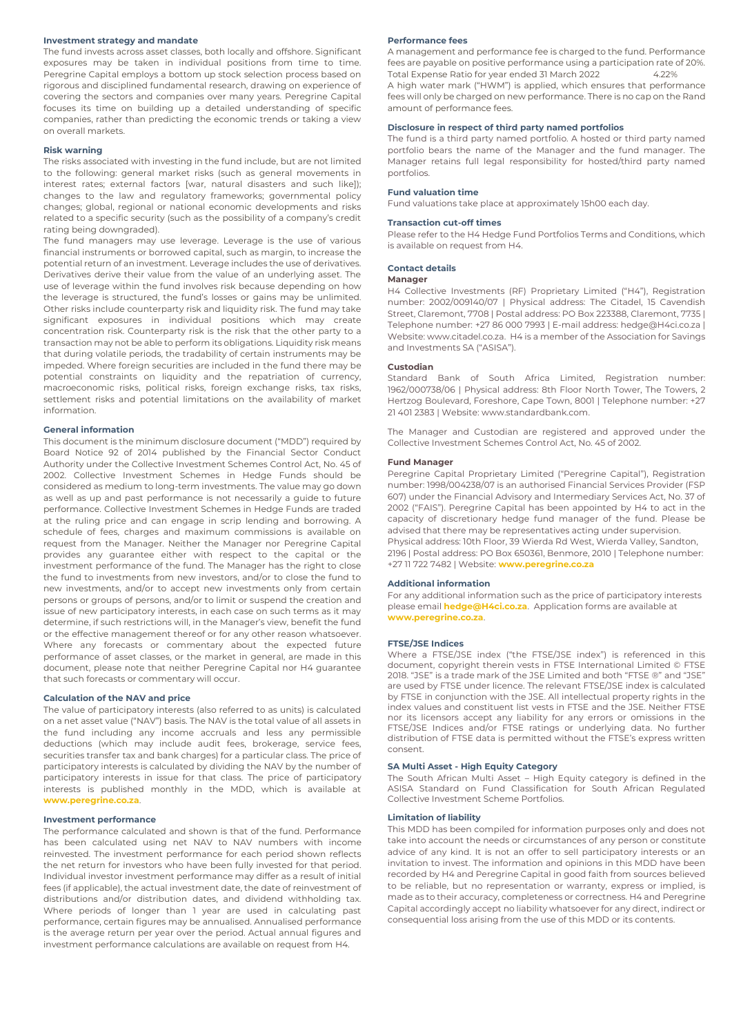### Investment strategy and mandate

The fund invests across asset classes, both locally and offshore. Significant exposures may be taken in individual positions from time to time. Peregrine Capital employs a bottom up stock selection process based on rigorous and disciplined fundamental research, drawing on experience of covering the sectors and companies over many years. Peregrine Capital focuses its time on building up a detailed understanding of specific companies, rather than predicting the economic trends or taking a view on overall markets.

### Risk warning

The risks associated with investing in the fund include, but are not limited to the following: general market risks (such as general movements in interest rates; external factors [war, natural disasters and such like]); changes to the law and regulatory frameworks; governmental policy changes; global, regional or national economic developments and risks related to a specific security (such as the possibility of a company's credit rating being downgraded).

The fund managers may use leverage. Leverage is the use of various financial instruments or borrowed capital, such as margin, to increase the potential return of an investment. Leverage includes the use of derivatives. Derivatives derive their value from the value of an underlying asset. The use of leverage within the fund involves risk because depending on how the leverage is structured, the fund's losses or gains may be unlimited. Other risks include counterparty risk and liquidity risk. The fund may take significant exposures in individual positions which may create concentration risk. Counterparty risk is the risk that the other party to a transaction may not be able to perform its obligations. Liquidity risk means that during volatile periods, the tradability of certain instruments may be impeded. Where foreign securities are included in the fund there may be potential constraints on liquidity and the repatriation of currency, macroeconomic risks, political risks, foreign exchange risks, tax risks, settlement risks and potential limitations on the availability of market information.

### General information

This document is the minimum disclosure document ("MDD") required by Board Notice 92 of 2014 published by the Financial Sector Conduct Authority under the Collective Investment Schemes Control Act, No. 45 of 2002. Collective Investment Schemes in Hedge Funds should be considered as medium to long-term investments. The value may go down as well as up and past performance is not necessarily a guide to future performance. Collective Investment Schemes in Hedge Funds are traded at the ruling price and can engage in scrip lending and borrowing. A schedule of fees, charges and maximum commissions is available on request from the Manager. Neither the Manager nor Peregrine Capital provides any guarantee either with respect to the capital or the investment performance of the fund. The Manager has the right to close the fund to investments from new investors, and/or to close the fund to new investments, and/or to accept new investments only from certain persons or groups of persons, and/or to limit or suspend the creation and issue of new participatory interests, in each case on such terms as it may determine, if such restrictions will, in the Manager's view, benefit the fund or the effective management thereof or for any other reason whatsoever. Where any forecasts or commentary about the expected future performance of asset classes, or the market in general, are made in this document, please note that neither Peregrine Capital nor H4 guarantee that such forecasts or commentary will occur.

### Calculation of the NAV and price

The value of participatory interests (also referred to as units) is calculated on a net asset value ("NAV") basis. The NAV is the total value of all assets in the fund including any income accruals and less any permissible deductions (which may include audit fees, brokerage, service fees, securities transfer tax and bank charges) for a particular class. The price of participatory interests is calculated by dividing the NAV by the number of participatory interests in issue for that class. The price of participatory interests is published monthly in the MDD, which is available at **www.peregrine.co.za**.

### Investment performance

The performance calculated and shown is that of the fund. Performance has been calculated using net NAV to NAV numbers with income reinvested. The investment performance for each period shown reflects the net return for investors who have been fully invested for that period. Individual investor investment performance may differ as a result of initial fees (if applicable), the actual investment date, the date of reinvestment of distributions and/or distribution dates, and dividend withholding tax. Where periods of longer than 1 year are used in calculating past performance, certain figures may be annualised. Annualised performance is the average return per year over the period. Actual annual figures and investment performance calculations are available on request from H4.

### Performance fees

A management and performance fee is charged to the fund. Performance fees are payable on positive performance using a participation rate of 20%.

Total Expense Ratio for year ended 31 March 2022 4.22%

A high water mark ("HWM") is applied, which ensures that performance fees will only be charged on new performance. There is no cap on the Rand amount of performance fees.

### Disclosure in respect of third party named portfolios

The fund is a third party named portfolio. A hosted or third party named portfolio bears the name of the Manager and the fund manager. The Manager retains full legal responsibility for hosted/third party named portfolios.

### Fund valuation time

Fund valuations take place at approximately 15h00 each day.

### Transaction cut-off times

Please refer to the H4 Hedge Fund Portfolios Terms and Conditions, which is available on request from H4.

### Contact details

**Manager**

H4 Collective Investments (RF) Proprietary Limited ("H4"), Registration number: 2002/009140/07 | Physical address: The Citadel, 15 Cavendish Street, Claremont, 7708 | Postal address: PO Box 223388, Claremont, 7735 | Telephone number: +27 86 000 7993 | E-mail address: hedge@H4ci.co.za | Website: www.citadel.co.za. H4 is a member of the Association for Savings and Investments SA ("ASISA").

### Custodian

Standard Bank of South Africa Limited, Registration number: 1962/000738/06 | Physical address: 8th Floor North Tower, The Towers, 2 Hertzog Boulevard, Foreshore, Cape Town, 8001 | Telephone number: +27 21 401 2383 | Website: www.standardbank.com.

The Manager and Custodian are registered and approved under the Collective Investment Schemes Control Act, No. 45 of 2002.

### Fund Manager

Peregrine Capital Proprietary Limited ("Peregrine Capital"), Registration number: 1998/004238/07 is an authorised Financial Services Provider (FSP 607) under the Financial Advisory and Intermediary Services Act, No. 37 of 2002 ("FAIS"). Peregrine Capital has been appointed by H4 to act in the capacity of discretionary hedge fund manager of the fund. Please be advised that there may be representatives acting under supervision.
Physical address: 10th Floor, 39 Wierda Rd West, Wierda Valley, Sandton, 2196 | Postal address: PO Box 650361, Benmore, 2010 | Telephone number: +27 11 722 7482 | Website: **www.peregrine.co.za**

### Additional information

For any additional information such as the price of participatory interests please email **hedge@H4ci.co.za**. Application forms are available at **www.peregrine.co.za**.

### FTSE/JSE Indices

Where a FTSE/JSE index ("the FTSE/JSE index") is referenced in this document, copyright therein vests in FTSE International Limited © FTSE 2018. "JSE" is a trade mark of the JSE Limited and both "FTSE ®" and "JSE" are used by FTSE under licence. The relevant FTSE/JSE index is calculated by FTSE in conjunction with the JSE. All intellectual property rights in the index values and constituent list vests in FTSE and the JSE. Neither FTSE nor its licensors accept any liability for any errors or omissions in the FTSE/JSE Indices and/or FTSE ratings or underlying data. No further distribution of FTSE data is permitted without the FTSE's express written consent.

### SA Multi Asset - High Equity Category

The South African Multi Asset – High Equity category is defined in the ASISA Standard on Fund Classification for South African Regulated Collective Investment Scheme Portfolios.

### Limitation of liability

This MDD has been compiled for information purposes only and does not take into account the needs or circumstances of any person or constitute advice of any kind. It is not an offer to sell participatory interests or an invitation to invest. The information and opinions in this MDD have been recorded by H4 and Peregrine Capital in good faith from sources believed to be reliable, but no representation or warranty, express or implied, is made as to their accuracy, completeness or correctness. H4 and Peregrine Capital accordingly accept no liability whatsoever for any direct, indirect or consequential loss arising from the use of this MDD or its contents.